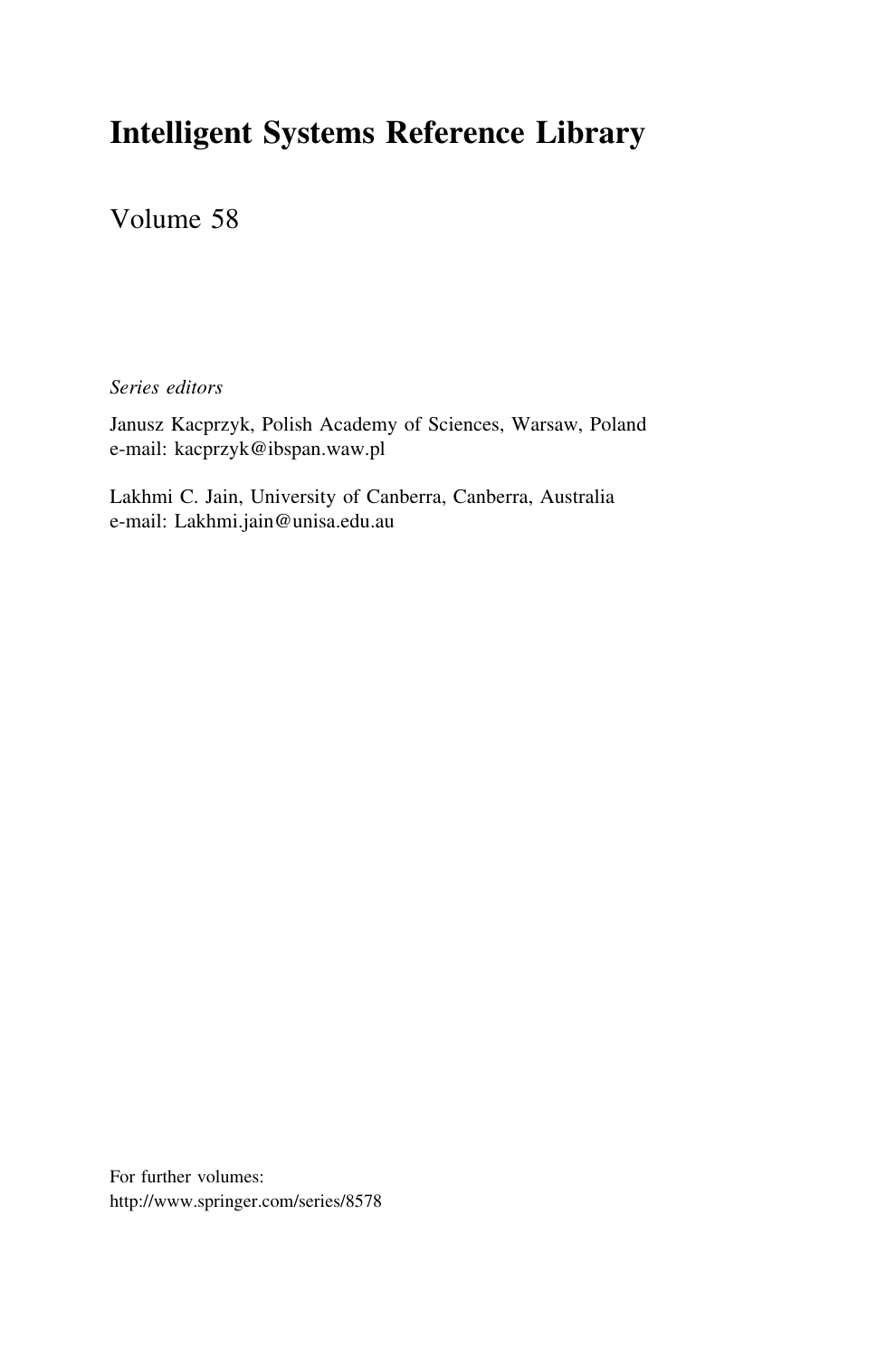# Intelligent Systems Reference Library

Volume 58

*Series editors*

Janusz Kacprzyk, Polish Academy of Sciences, Warsaw, Poland
e-mail: kacprzyk@ibspan.waw.pl

Lakhmi C. Jain, University of Canberra, Canberra, Australia
e-mail: Lakhmi.jain@unisa.edu.au

For further volumes:
http://www.springer.com/series/8578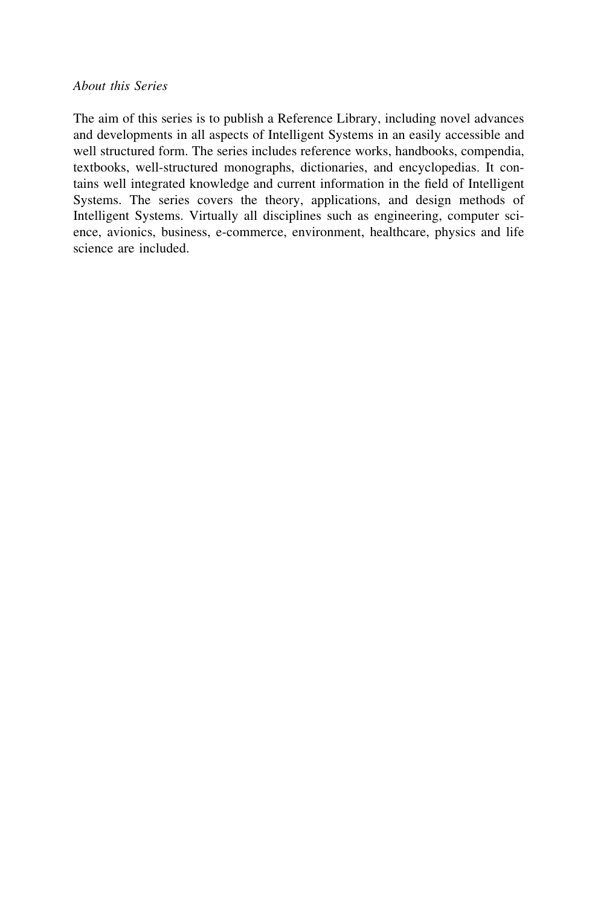*About this Series*

The aim of this series is to publish a Reference Library, including novel advances and developments in all aspects of Intelligent Systems in an easily accessible and well structured form. The series includes reference works, handbooks, compendia, textbooks, well-structured monographs, dictionaries, and encyclopedias. It contains well integrated knowledge and current information in the field of Intelligent Systems. The series covers the theory, applications, and design methods of Intelligent Systems. Virtually all disciplines such as engineering, computer science, avionics, business, e-commerce, environment, healthcare, physics and life science are included.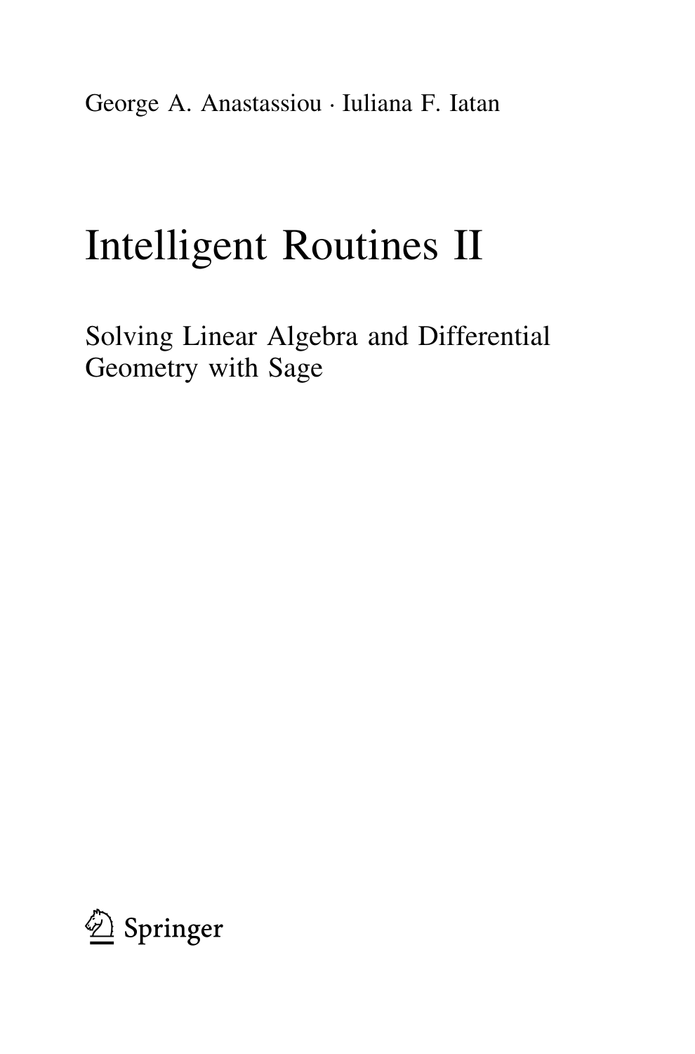George A. Anastassiou · Iuliana F. Iatan

# Intelligent Routines II

## Solving Linear Algebra and Differential Geometry with Sage

Springer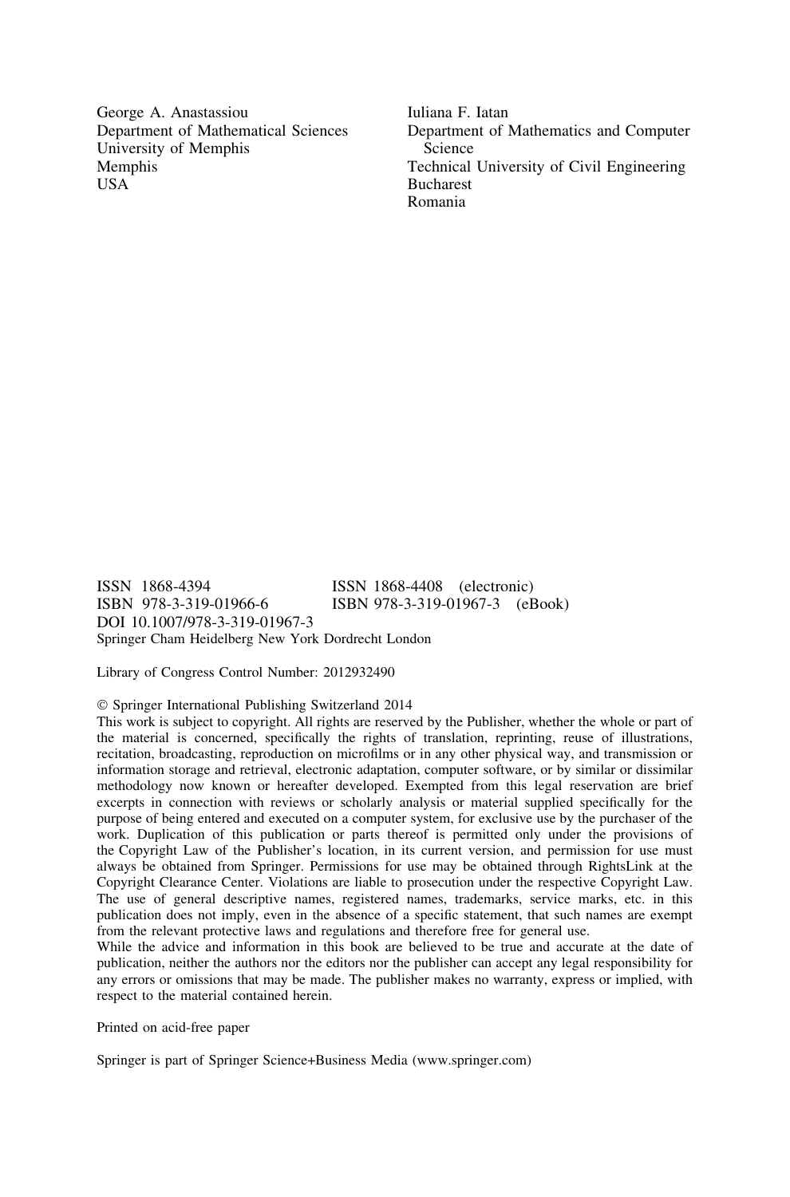George A. Anastassiou
Department of Mathematical Sciences
University of Memphis
Memphis
USA

Iuliana F. Iatan
Department of Mathematics and Computer Science
Technical University of Civil Engineering
Bucharest
Romania

ISSN 1868-4394 ISSN 1868-4408 (electronic)
ISBN 978-3-319-01966-6 ISBN 978-3-319-01967-3 (eBook)
DOI 10.1007/978-3-319-01967-3
Springer Cham Heidelberg New York Dordrecht London

Library of Congress Control Number: 2012932490

© Springer International Publishing Switzerland 2014
This work is subject to copyright. All rights are reserved by the Publisher, whether the whole or part of the material is concerned, specifically the rights of translation, reprinting, reuse of illustrations, recitation, broadcasting, reproduction on microfilms or in any other physical way, and transmission or information storage and retrieval, electronic adaptation, computer software, or by similar or dissimilar methodology now known or hereafter developed. Exempted from this legal reservation are brief excerpts in connection with reviews or scholarly analysis or material supplied specifically for the purpose of being entered and executed on a computer system, for exclusive use by the purchaser of the work. Duplication of this publication or parts thereof is permitted only under the provisions of the Copyright Law of the Publisher's location, in its current version, and permission for use must always be obtained from Springer. Permissions for use may be obtained through RightsLink at the Copyright Clearance Center. Violations are liable to prosecution under the respective Copyright Law. The use of general descriptive names, registered names, trademarks, service marks, etc. in this publication does not imply, even in the absence of a specific statement, that such names are exempt from the relevant protective laws and regulations and therefore free for general use.
While the advice and information in this book are believed to be true and accurate at the date of publication, neither the authors nor the editors nor the publisher can accept any legal responsibility for any errors or omissions that may be made. The publisher makes no warranty, express or implied, with respect to the material contained herein.

Printed on acid-free paper

Springer is part of Springer Science+Business Media (www.springer.com)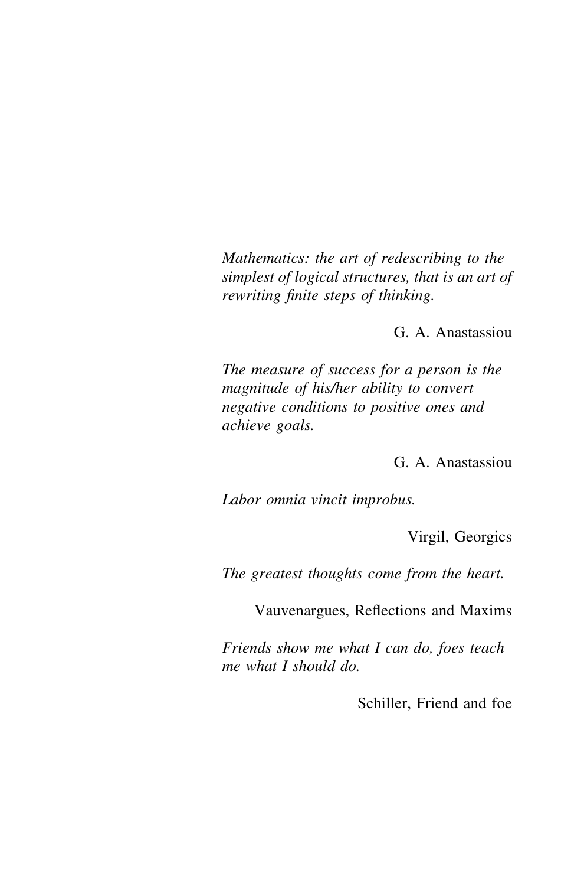*Mathematics: the art of redescribing to the simplest of logical structures, that is an art of rewriting finite steps of thinking.*

G. A. Anastassiou

*The measure of success for a person is the magnitude of his/her ability to convert negative conditions to positive ones and achieve goals.*

G. A. Anastassiou

*Labor omnia vincit improbus.*

Virgil, Georgics

*The greatest thoughts come from the heart.*

Vauvenargues, Reflections and Maxims

*Friends show me what I can do, foes teach me what I should do.*

Schiller, Friend and foe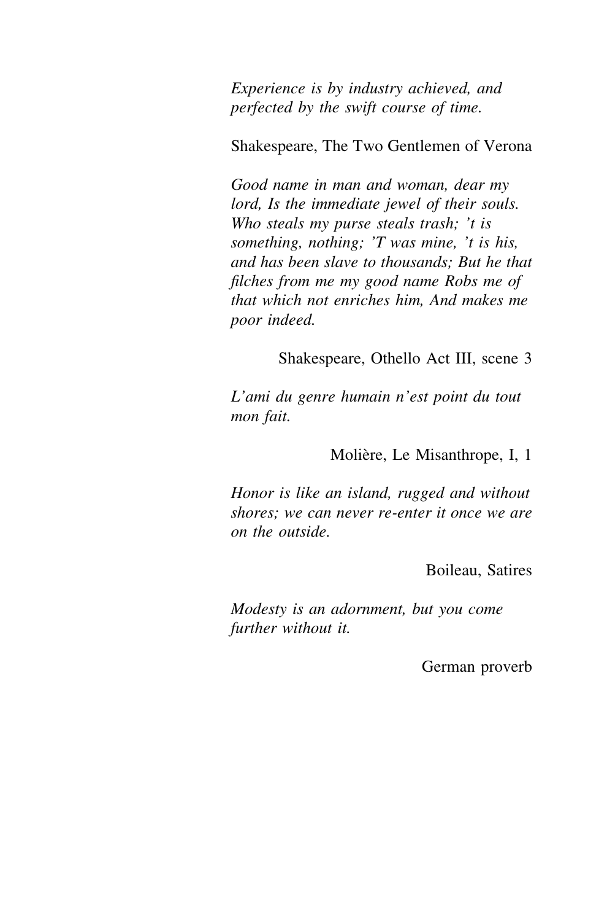*Experience is by industry achieved, and perfected by the swift course of time.*

Shakespeare, The Two Gentlemen of Verona

*Good name in man and woman, dear my lord, Is the immediate jewel of their souls. Who steals my purse steals trash; ’t is something, nothing; ’T was mine, ’t is his, and has been slave to thousands; But he that filches from me my good name Robs me of that which not enriches him, And makes me poor indeed.*

Shakespeare, Othello Act III, scene 3

*L’ami du genre humain n’est point du tout mon fait.*

Molière, Le Misanthrope, I, 1

*Honor is like an island, rugged and without shores; we can never re-enter it once we are on the outside.*

Boileau, Satires

*Modesty is an adornment, but you come further without it.*

German proverb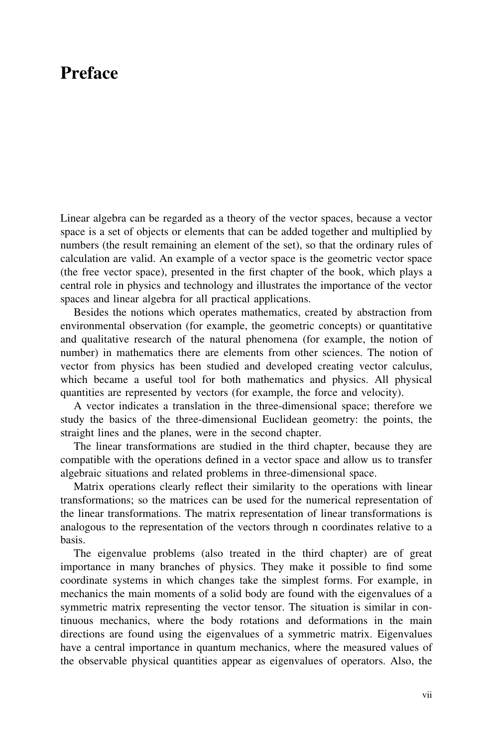# Preface

Linear algebra can be regarded as a theory of the vector spaces, because a vector space is a set of objects or elements that can be added together and multiplied by numbers (the result remaining an element of the set), so that the ordinary rules of calculation are valid. An example of a vector space is the geometric vector space (the free vector space), presented in the first chapter of the book, which plays a central role in physics and technology and illustrates the importance of the vector spaces and linear algebra for all practical applications.

Besides the notions which operates mathematics, created by abstraction from environmental observation (for example, the geometric concepts) or quantitative and qualitative research of the natural phenomena (for example, the notion of number) in mathematics there are elements from other sciences. The notion of vector from physics has been studied and developed creating vector calculus, which became a useful tool for both mathematics and physics. All physical quantities are represented by vectors (for example, the force and velocity).

A vector indicates a translation in the three-dimensional space; therefore we study the basics of the three-dimensional Euclidean geometry: the points, the straight lines and the planes, were in the second chapter.

The linear transformations are studied in the third chapter, because they are compatible with the operations defined in a vector space and allow us to transfer algebraic situations and related problems in three-dimensional space.

Matrix operations clearly reflect their similarity to the operations with linear transformations; so the matrices can be used for the numerical representation of the linear transformations. The matrix representation of linear transformations is analogous to the representation of the vectors through n coordinates relative to a basis.

The eigenvalue problems (also treated in the third chapter) are of great importance in many branches of physics. They make it possible to find some coordinate systems in which changes take the simplest forms. For example, in mechanics the main moments of a solid body are found with the eigenvalues of a symmetric matrix representing the vector tensor. The situation is similar in continuous mechanics, where the body rotations and deformations in the main directions are found using the eigenvalues of a symmetric matrix. Eigenvalues have a central importance in quantum mechanics, where the measured values of the observable physical quantities appear as eigenvalues of operators. Also, the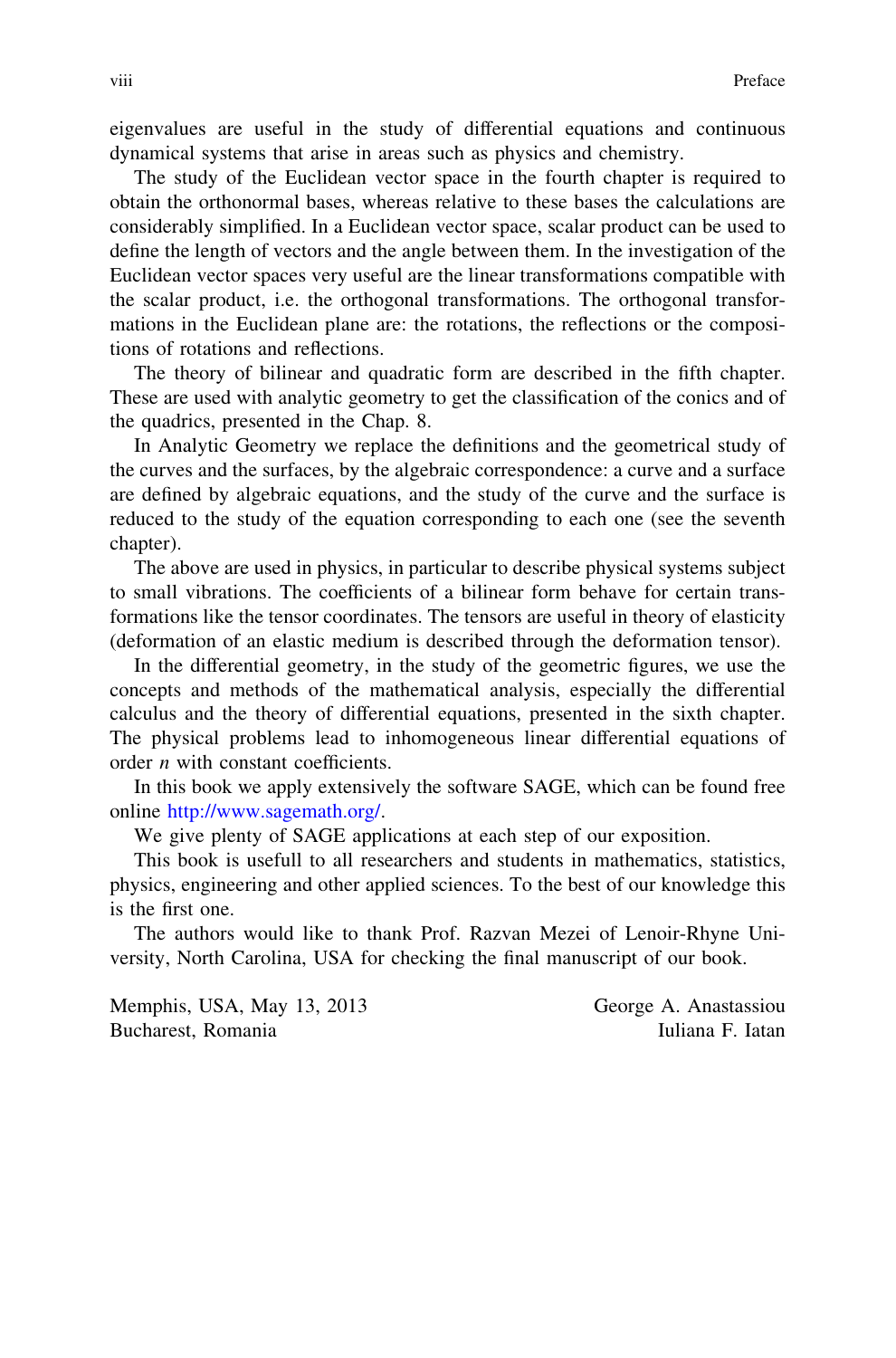eigenvalues are useful in the study of differential equations and continuous dynamical systems that arise in areas such as physics and chemistry.

The study of the Euclidean vector space in the fourth chapter is required to obtain the orthonormal bases, whereas relative to these bases the calculations are considerably simplified. In a Euclidean vector space, scalar product can be used to define the length of vectors and the angle between them. In the investigation of the Euclidean vector spaces very useful are the linear transformations compatible with the scalar product, i.e. the orthogonal transformations. The orthogonal transformations in the Euclidean plane are: the rotations, the reflections or the compositions of rotations and reflections.

The theory of bilinear and quadratic form are described in the fifth chapter. These are used with analytic geometry to get the classification of the conics and of the quadrics, presented in the Chap. 8.

In Analytic Geometry we replace the definitions and the geometrical study of the curves and the surfaces, by the algebraic correspondence: a curve and a surface are defined by algebraic equations, and the study of the curve and the surface is reduced to the study of the equation corresponding to each one (see the seventh chapter).

The above are used in physics, in particular to describe physical systems subject to small vibrations. The coefficients of a bilinear form behave for certain transformations like the tensor coordinates. The tensors are useful in theory of elasticity (deformation of an elastic medium is described through the deformation tensor).

In the differential geometry, in the study of the geometric figures, we use the concepts and methods of the mathematical analysis, especially the differential calculus and the theory of differential equations, presented in the sixth chapter. The physical problems lead to inhomogeneous linear differential equations of order $n$ with constant coefficients.

In this book we apply extensively the software SAGE, which can be found free online http://www.sagemath.org/.

We give plenty of SAGE applications at each step of our exposition.

This book is usefull to all researchers and students in mathematics, statistics, physics, engineering and other applied sciences. To the best of our knowledge this is the first one.

The authors would like to thank Prof. Razvan Mezei of Lenoir-Rhyne University, North Carolina, USA for checking the final manuscript of our book.

Memphis, USA, May 13, 2013 — George A. Anastassiou
Bucharest, Romania — Iuliana F. Iatan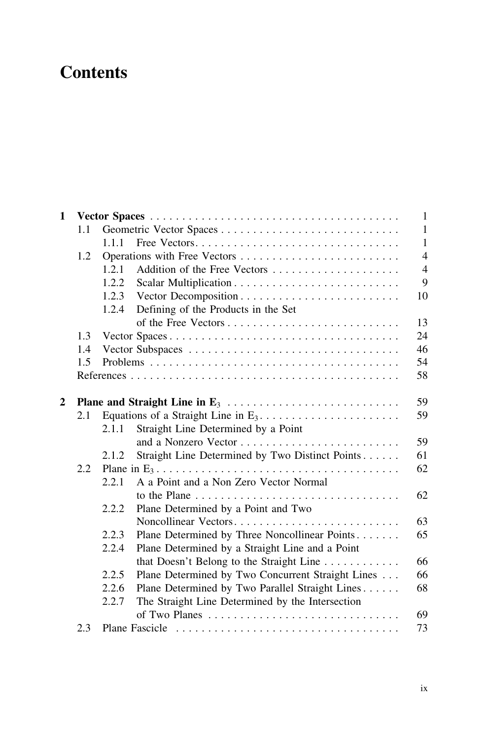# Contents

**1 Vector Spaces** . . . . . . . . . . 1
- 1.1 Geometric Vector Spaces . . . . . . . . . . 1
  - 1.1.1 Free Vectors . . . . . . . . . . 1
- 1.2 Operations with Free Vectors . . . . . . . . . . 4
  - 1.2.1 Addition of the Free Vectors . . . . . . . . . . 4
  - 1.2.2 Scalar Multiplication . . . . . . . . . . 9
  - 1.2.3 Vector Decomposition . . . . . . . . . . 10
  - 1.2.4 Defining of the Products in the Set of the Free Vectors . . . . . . . . . . 13
- 1.3 Vector Spaces . . . . . . . . . . 24
- 1.4 Vector Subspaces . . . . . . . . . . 46
- 1.5 Problems . . . . . . . . . . 54
- References . . . . . . . . . . 58

**2 Plane and Straight Line in $E_3$** . . . . . . . . . . 59
- 2.1 Equations of a Straight Line in $E_3$ . . . . . . . . . . 59
  - 2.1.1 Straight Line Determined by a Point and a Nonzero Vector . . . . . . . . . . 59
  - 2.1.2 Straight Line Determined by Two Distinct Points . . . . . . . . . . 61
- 2.2 Plane in $E_3$ . . . . . . . . . . 62
  - 2.2.1 A a Point and a Non Zero Vector Normal to the Plane . . . . . . . . . . 62
  - 2.2.2 Plane Determined by a Point and Two Noncollinear Vectors . . . . . . . . . . 63
  - 2.2.3 Plane Determined by Three Noncollinear Points . . . . . . . . . . 65
  - 2.2.4 Plane Determined by a Straight Line and a Point that Doesn't Belong to the Straight Line . . . . . . . . . . 66
  - 2.2.5 Plane Determined by Two Concurrent Straight Lines . . . . . . . . . . 66
  - 2.2.6 Plane Determined by Two Parallel Straight Lines . . . . . . . . . . 68
  - 2.2.7 The Straight Line Determined by the Intersection of Two Planes . . . . . . . . . . 69
- 2.3 Plane Fascicle . . . . . . . . . . 73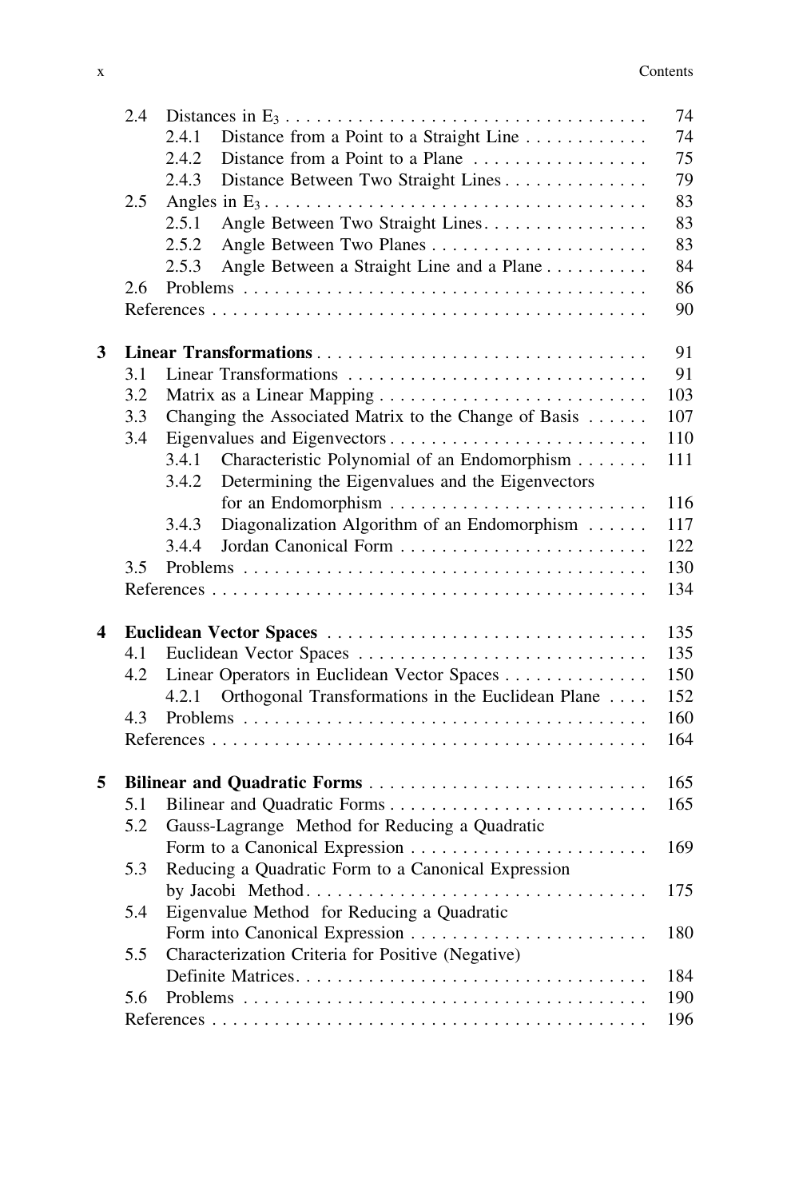- 2.4 Distances in $E_3$ . . . . . 74
  - 2.4.1 Distance from a Point to a Straight Line . . . . . 74
  - 2.4.2 Distance from a Point to a Plane . . . . . 75
  - 2.4.3 Distance Between Two Straight Lines . . . . . 79
- 2.5 Angles in $E_3$ . . . . . 83
  - 2.5.1 Angle Between Two Straight Lines . . . . . 83
  - 2.5.2 Angle Between Two Planes . . . . . 83
  - 2.5.3 Angle Between a Straight Line and a Plane . . . . . 84
- 2.6 Problems . . . . . 86
- References . . . . . 90

**3 Linear Transformations . . . . . 91**

- 3.1 Linear Transformations . . . . . 91
- 3.2 Matrix as a Linear Mapping . . . . . 103
- 3.3 Changing the Associated Matrix to the Change of Basis . . . . . 107
- 3.4 Eigenvalues and Eigenvectors . . . . . 110
  - 3.4.1 Characteristic Polynomial of an Endomorphism . . . . . 111
  - 3.4.2 Determining the Eigenvalues and the Eigenvectors for an Endomorphism . . . . . 116
  - 3.4.3 Diagonalization Algorithm of an Endomorphism . . . . . 117
  - 3.4.4 Jordan Canonical Form . . . . . 122
- 3.5 Problems . . . . . 130
- References . . . . . 134

**4 Euclidean Vector Spaces . . . . . 135**

- 4.1 Euclidean Vector Spaces . . . . . 135
- 4.2 Linear Operators in Euclidean Vector Spaces . . . . . 150
  - 4.2.1 Orthogonal Transformations in the Euclidean Plane . . . . . 152
- 4.3 Problems . . . . . 160
- References . . . . . 164

**5 Bilinear and Quadratic Forms . . . . . 165**

- 5.1 Bilinear and Quadratic Forms . . . . . 165
- 5.2 Gauss-Lagrange Method for Reducing a Quadratic Form to a Canonical Expression . . . . . 169
- 5.3 Reducing a Quadratic Form to a Canonical Expression by Jacobi Method . . . . . 175
- 5.4 Eigenvalue Method for Reducing a Quadratic Form into Canonical Expression . . . . . 180
- 5.5 Characterization Criteria for Positive (Negative) Definite Matrices . . . . . 184
- 5.6 Problems . . . . . 190
- References . . . . . 196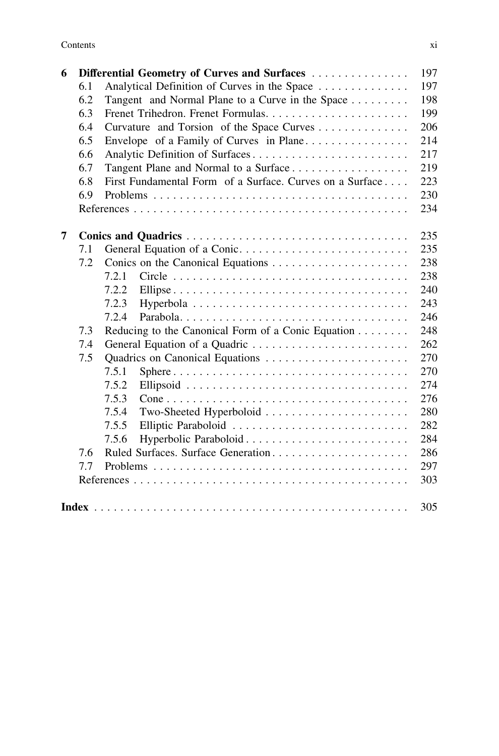**6 Differential Geometry of Curves and Surfaces** . . . . . . . . . . . . . . . 197

6.1 Analytical Definition of Curves in the Space . . . . . . . . . . . . . . 197

6.2 Tangent and Normal Plane to a Curve in the Space . . . . . . . . . 198

6.3 Frenet Trihedron. Frenet Formulas. . . . . . . . . . . . . . . . . . . . . . 199

6.4 Curvature and Torsion of the Space Curves . . . . . . . . . . . . . . 206

6.5 Envelope of a Family of Curves in Plane. . . . . . . . . . . . . . . . 214

6.6 Analytic Definition of Surfaces . . . . . . . . . . . . . . . . . . . . . . . . 217

6.7 Tangent Plane and Normal to a Surface . . . . . . . . . . . . . . . . . . 219

6.8 First Fundamental Form of a Surface. Curves on a Surface . . . . 223

6.9 Problems . . . . . . . . . . . . . . . . . . . . . . . . . . . . . . . . . . . . . . . 230

References . . . . . . . . . . . . . . . . . . . . . . . . . . . . . . . . . . . . . . . . . . 234

**7 Conics and Quadrics** . . . . . . . . . . . . . . . . . . . . . . . . . . . . . . . . . 235

7.1 General Equation of a Conic. . . . . . . . . . . . . . . . . . . . . . . . . . 235

7.2 Conics on the Canonical Equations . . . . . . . . . . . . . . . . . . . . . 238

7.2.1 Circle . . . . . . . . . . . . . . . . . . . . . . . . . . . . . . . . . . . . 238

7.2.2 Ellipse . . . . . . . . . . . . . . . . . . . . . . . . . . . . . . . . . . . . 240

7.2.3 Hyperbola . . . . . . . . . . . . . . . . . . . . . . . . . . . . . . . . . 243

7.2.4 Parabola. . . . . . . . . . . . . . . . . . . . . . . . . . . . . . . . . . . 246

7.3 Reducing to the Canonical Form of a Conic Equation . . . . . . . . 248

7.4 General Equation of a Quadric . . . . . . . . . . . . . . . . . . . . . . . . 262

7.5 Quadrics on Canonical Equations . . . . . . . . . . . . . . . . . . . . . . 270

7.5.1 Sphere . . . . . . . . . . . . . . . . . . . . . . . . . . . . . . . . . . . . 270

7.5.2 Ellipsoid . . . . . . . . . . . . . . . . . . . . . . . . . . . . . . . . . . 274

7.5.3 Cone . . . . . . . . . . . . . . . . . . . . . . . . . . . . . . . . . . . . . 276

7.5.4 Two-Sheeted Hyperboloid . . . . . . . . . . . . . . . . . . . . . . 280

7.5.5 Elliptic Paraboloid . . . . . . . . . . . . . . . . . . . . . . . . . . . 282

7.5.6 Hyperbolic Paraboloid . . . . . . . . . . . . . . . . . . . . . . . . . 284

7.6 Ruled Surfaces. Surface Generation . . . . . . . . . . . . . . . . . . . . . 286

7.7 Problems . . . . . . . . . . . . . . . . . . . . . . . . . . . . . . . . . . . . . . . 297

References . . . . . . . . . . . . . . . . . . . . . . . . . . . . . . . . . . . . . . . . . . 303

**Index** . . . . . . . . . . . . . . . . . . . . . . . . . . . . . . . . . . . . . . . . . . . . . . 305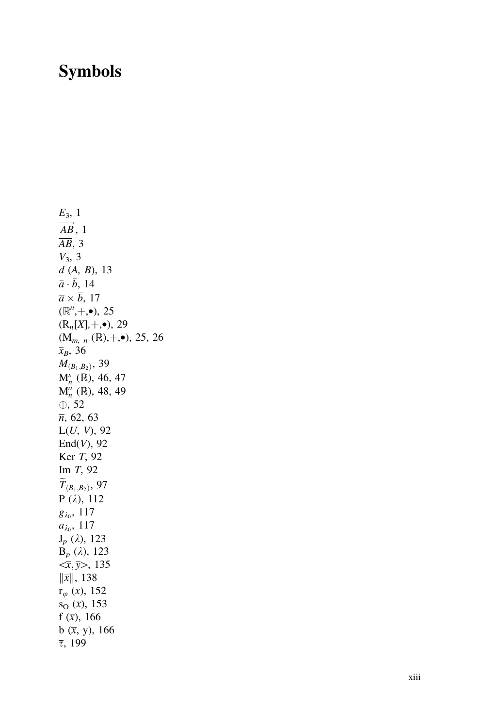# Symbols

$E_3$, 1

$\overrightarrow{AB}$, 1

$\overline{AB}$, 3

$V_3$, 3

$d\ (A,\ B)$, 13

$\bar{a} \cdot \bar{b}$, 14

$\overline{a} \times \overline{b}$, 17

$(\mathbb{R}^n,+,\bullet)$, 25

$(\mathrm{R}_n[X],+,\bullet)$, 29

$(\mathrm{M}_{m,\ n}\ (\mathbb{R}),+,\bullet)$, 25, 26

$\overline{x}_B$, 36

$M_{(B_1,B_2)}$, 39

$\mathrm{M}_n^s\ (\mathbb{R})$, 46, 47

$\mathrm{M}_n^a\ (\mathbb{R})$, 48, 49

$\oplus$, 52

$\overline{n}$, 62, 63

L($U$, $V$), 92

End($V$), 92

Ker $T$, 92

Im $T$, 92

$\widetilde{T}_{(B_1,B_2)}$, 97

P ($\lambda$), 112

$g_{\lambda_0}$, 117

$a_{\lambda_0}$, 117

$\mathrm{J}_p\ (\lambda)$, 123

$\mathrm{B}_p\ (\lambda)$, 123

$<\overline{x}, \overline{y}>$, 135

$\|\overline{x}\|$, 138

$\mathrm{r}_\varphi\ (\overline{x})$, 152

$\mathrm{s}_\mathrm{O}\ (\overline{x})$, 153

f ($\overline{x}$), 166

b ($\overline{x}$, y), 166

$\overline{\tau}$, 199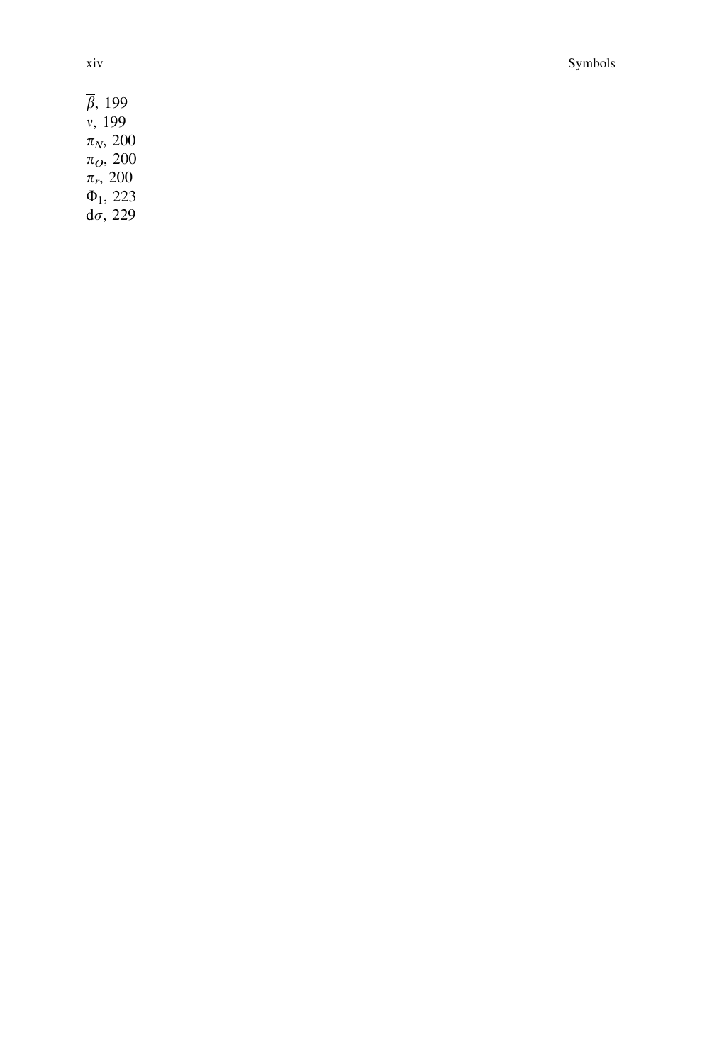$\overline{\beta}$, 199
$\bar{v}$, 199
$\pi_N$, 200
$\pi_O$, 200
$\pi_r$, 200
$\Phi_1$, 223
$\mathrm{d}\sigma$, 229